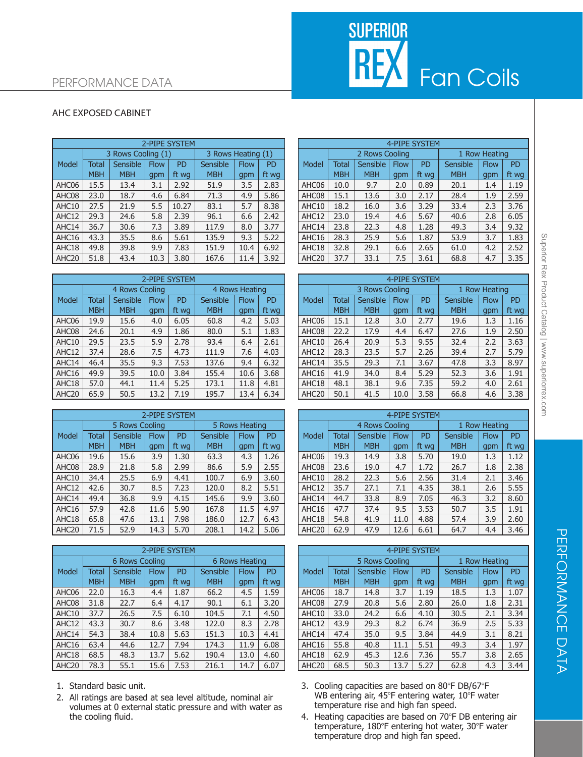# PERFORMANCE DATA

SUPERIOR REX Fan Coils

## AHC EXPOSED CABINET

| 2-PIPE SYSTEM | | | | | | | |
|---|---|---|---|---|---|---|---|
| | 3 Rows Cooling (1) | | | | 3 Rows Heating (1) | | |
| Model | Total MBH | Sensible MBH | Flow gpm | PD ft wg | Sensible MBH | Flow gpm | PD ft wg |
| AHC06 | 15.5 | 13.4 | 3.1 | 2.92 | 51.9 | 3.5 | 2.83 |
| AHC08 | 23.0 | 18.7 | 4.6 | 6.84 | 71.3 | 4.9 | 5.86 |
| AHC10 | 27.5 | 21.9 | 5.5 | 10.27 | 83.1 | 5.7 | 8.38 |
| AHC12 | 29.3 | 24.6 | 5.8 | 2.39 | 96.1 | 6.6 | 2.42 |
| AHC14 | 36.7 | 30.6 | 7.3 | 3.89 | 117.9 | 8.0 | 3.77 |
| AHC16 | 43.3 | 35.5 | 8.6 | 5.61 | 135.9 | 9.3 | 5.22 |
| AHC18 | 49.8 | 39.8 | 9.9 | 7.83 | 151.9 | 10.4 | 6.92 |
| AHC20 | 51.8 | 43.4 | 10.3 | 3.80 | 167.6 | 11.4 | 3.92 |

| 4-PIPE SYSTEM | | | | | | | |
|---|---|---|---|---|---|---|---|
| | 2 Rows Cooling | | | | 1 Row Heating | | |
| Model | Total MBH | Sensible MBH | Flow gpm | PD ft wg | Sensible MBH | Flow gpm | PD ft wg |
| AHC06 | 10.0 | 9.7 | 2.0 | 0.89 | 20.1 | 1.4 | 1.19 |
| AHC08 | 15.1 | 13.6 | 3.0 | 2.17 | 28.4 | 1.9 | 2.59 |
| AHC10 | 18.2 | 16.0 | 3.6 | 3.29 | 33.4 | 2.3 | 3.76 |
| AHC12 | 23.0 | 19.4 | 4.6 | 5.67 | 40.6 | 2.8 | 6.05 |
| AHC14 | 23.8 | 22.3 | 4.8 | 1.28 | 49.3 | 3.4 | 9.32 |
| AHC16 | 28.3 | 25.9 | 5.6 | 1.87 | 53.9 | 3.7 | 1.83 |
| AHC18 | 32.8 | 29.1 | 6.6 | 2.65 | 61.0 | 4.2 | 2.52 |
| AHC20 | 37.7 | 33.1 | 7.5 | 3.61 | 68.8 | 4.7 | 3.35 |

| 2-PIPE SYSTEM | | | | | | | |
|---|---|---|---|---|---|---|---|
| | 4 Rows Cooling | | | | 4 Rows Heating | | |
| Model | Total MBH | Sensible MBH | Flow gpm | PD ft wg | Sensible MBH | Flow gpm | PD ft wg |
| AHC06 | 19.9 | 15.6 | 4.0 | 6.05 | 60.8 | 4.2 | 5.03 |
| AHC08 | 24.6 | 20.1 | 4.9 | 1.86 | 80.0 | 5.1 | 1.83 |
| AHC10 | 29.5 | 23.5 | 5.9 | 2.78 | 93.4 | 6.4 | 2.61 |
| AHC12 | 37.4 | 28.6 | 7.5 | 4.73 | 111.9 | 7.6 | 4.03 |
| AHC14 | 46.4 | 35.5 | 9.3 | 7.53 | 137.6 | 9.4 | 6.32 |
| AHC16 | 49.9 | 39.5 | 10.0 | 3.84 | 155.4 | 10.6 | 3.68 |
| AHC18 | 57.0 | 44.1 | 11.4 | 5.25 | 173.1 | 11.8 | 4.81 |
| AHC20 | 65.9 | 50.5 | 13.2 | 7.19 | 195.7 | 13.4 | 6.34 |

| 4-PIPE SYSTEM | | | | | | | |
|---|---|---|---|---|---|---|---|
| | 3 Rows Cooling | | | | 1 Row Heating | | |
| Model | Total MBH | Sensible MBH | Flow gpm | PD ft wg | Sensible MBH | Flow gpm | PD ft wg |
| AHC06 | 15.1 | 12.8 | 3.0 | 2.77 | 19.6 | 1.3 | 1.16 |
| AHC08 | 22.2 | 17.9 | 4.4 | 6.47 | 27.6 | 1.9 | 2.50 |
| AHC10 | 26.4 | 20.9 | 5.3 | 9.55 | 32.4 | 2.2 | 3.63 |
| AHC12 | 28.3 | 23.5 | 5.7 | 2.26 | 39.4 | 2.7 | 5.79 |
| AHC14 | 35.5 | 29.3 | 7.1 | 3.67 | 47.8 | 3.3 | 8.97 |
| AHC16 | 41.9 | 34.0 | 8.4 | 5.29 | 52.3 | 3.6 | 1.91 |
| AHC18 | 48.1 | 38.1 | 9.6 | 7.35 | 59.2 | 4.0 | 2.61 |
| AHC20 | 50.1 | 41.5 | 10.0 | 3.58 | 66.8 | 4.6 | 3.38 |

| 2-PIPE SYSTEM | | | | | | | |
|---|---|---|---|---|---|---|---|
| | 5 Rows Cooling | | | | 5 Rows Heating | | |
| Model | Total MBH | Sensible MBH | Flow gpm | PD ft wg | Sensible MBH | Flow gpm | PD ft wg |
| AHC06 | 19.6 | 15.6 | 3.9 | 1.30 | 63.3 | 4.3 | 1.26 |
| AHC08 | 28.9 | 21.8 | 5.8 | 2.99 | 86.6 | 5.9 | 2.55 |
| AHC10 | 34.4 | 25.5 | 6.9 | 4.41 | 100.7 | 6.9 | 3.60 |
| AHC12 | 42.6 | 30.7 | 8.5 | 7.23 | 120.0 | 8.2 | 5.51 |
| AHC14 | 49.4 | 36.8 | 9.9 | 4.15 | 145.6 | 9.9 | 3.60 |
| AHC16 | 57.9 | 42.8 | 11.6 | 5.90 | 167.8 | 11.5 | 4.97 |
| AHC18 | 65.8 | 47.6 | 13.1 | 7.98 | 186.0 | 12.7 | 6.43 |
| AHC20 | 71.5 | 52.9 | 14.3 | 5.70 | 208.1 | 14.2 | 5.06 |

| 4-PIPE SYSTEM | | | | | | | |
|---|---|---|---|---|---|---|---|
| | 4 Rows Cooling | | | | 1 Row Heating | | |
| Model | Total MBH | Sensible MBH | Flow gpm | PD ft wg | Sensible MBH | Flow gpm | PD ft wg |
| AHC06 | 19.3 | 14.9 | 3.8 | 5.70 | 19.0 | 1.3 | 1.12 |
| AHC08 | 23.6 | 19.0 | 4.7 | 1.72 | 26.7 | 1.8 | 2.38 |
| AHC10 | 28.2 | 22.3 | 5.6 | 2.56 | 31.4 | 2.1 | 3.46 |
| AHC12 | 35.7 | 27.1 | 7.1 | 4.35 | 38.1 | 2.6 | 5.55 |
| AHC14 | 44.7 | 33.8 | 8.9 | 7.05 | 46.3 | 3.2 | 8.60 |
| AHC16 | 47.7 | 37.4 | 9.5 | 3.53 | 50.7 | 3.5 | 1.91 |
| AHC18 | 54.8 | 41.9 | 11.0 | 4.88 | 57.4 | 3.9 | 2.60 |
| AHC20 | 62.9 | 47.9 | 12.6 | 6.61 | 64.7 | 4.4 | 3.46 |

| 2-PIPE SYSTEM | | | | | | | |
|---|---|---|---|---|---|---|---|
| | 6 Rows Cooling | | | | 6 Rows Heating | | |
| Model | Total MBH | Sensible MBH | Flow gpm | PD ft wg | Sensible MBH | Flow gpm | PD ft wg |
| AHC06 | 22.0 | 16.3 | 4.4 | 1.87 | 66.2 | 4.5 | 1.59 |
| AHC08 | 31.8 | 22.7 | 6.4 | 4.17 | 90.1 | 6.1 | 3.20 |
| AHC10 | 37.7 | 26.5 | 7.5 | 6.10 | 104.5 | 7.1 | 4.50 |
| AHC12 | 43.3 | 30.7 | 8.6 | 3.48 | 122.0 | 8.3 | 2.78 |
| AHC14 | 54.3 | 38.4 | 10.8 | 5.63 | 151.3 | 10.3 | 4.41 |
| AHC16 | 63.4 | 44.6 | 12.7 | 7.94 | 174.3 | 11.9 | 6.08 |
| AHC18 | 68.5 | 48.3 | 13.7 | 5.62 | 190.4 | 13.0 | 4.60 |
| AHC20 | 78.3 | 55.1 | 15.6 | 7.53 | 216.1 | 14.7 | 6.07 |

| 4-PIPE SYSTEM | | | | | | | |
|---|---|---|---|---|---|---|---|
| | 5 Rows Cooling | | | | 1 Row Heating | | |
| Model | Total MBH | Sensible MBH | Flow gpm | PD ft wg | Sensible MBH | Flow gpm | PD ft wg |
| AHC06 | 18.7 | 14.8 | 3.7 | 1.19 | 18.5 | 1.3 | 1.07 |
| AHC08 | 27.9 | 20.8 | 5.6 | 2.80 | 26.0 | 1.8 | 2.31 |
| AHC10 | 33.0 | 24.2 | 6.6 | 4.10 | 30.5 | 2.1 | 3.34 |
| AHC12 | 43.9 | 29.3 | 8.2 | 6.74 | 36.9 | 2.5 | 5.33 |
| AHC14 | 47.4 | 35.0 | 9.5 | 3.84 | 44.9 | 3.1 | 8.21 |
| AHC16 | 55.8 | 40.8 | 11.1 | 5.51 | 49.3 | 3.4 | 1.97 |
| AHC18 | 62.9 | 45.3 | 12.6 | 7.36 | 55.7 | 3.8 | 2.65 |
| AHC20 | 68.5 | 50.3 | 13.7 | 5.27 | 62.8 | 4.3 | 3.44 |

1. Standard basic unit.
2. All ratings are based at sea level altitude, nominal air volumes at 0 external static pressure and with water as the cooling fluid.
3. Cooling capacities are based on 80°F DB/67°F WB entering air, 45°F entering water, 10°F water temperature rise and high fan speed.
4. Heating capacities are based on 70°F DB entering air temperature, 180°F entering hot water, 30°F water temperature drop and high fan speed.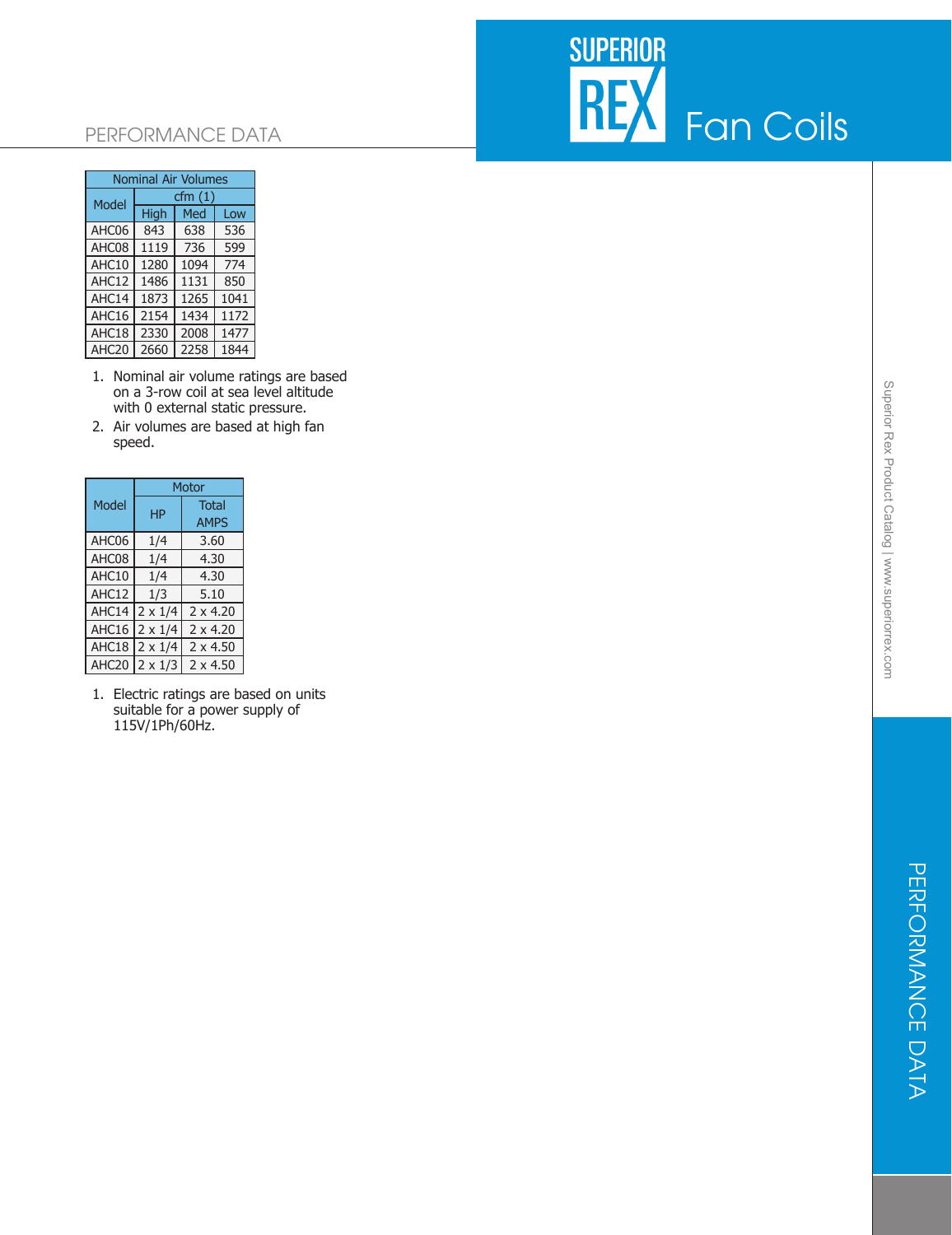# PERFORMANCE DATA

## Fan Coils

| Nominal Air Volumes | | | |
|---|---|---|---|
| Model | cfm (1) | | |
| | High | Med | Low |
| AHC06 | 843 | 638 | 536 |
| AHC08 | 1119 | 736 | 599 |
| AHC10 | 1280 | 1094 | 774 |
| AHC12 | 1486 | 1131 | 850 |
| AHC14 | 1873 | 1265 | 1041 |
| AHC16 | 2154 | 1434 | 1172 |
| AHC18 | 2330 | 2008 | 1477 |
| AHC20 | 2660 | 2258 | 1844 |

1. Nominal air volume ratings are based on a 3-row coil at sea level altitude with 0 external static pressure.
2. Air volumes are based at high fan speed.

| Model | Motor | |
|---|---|---|
| | HP | Total AMPS |
| AHC06 | 1/4 | 3.60 |
| AHC08 | 1/4 | 4.30 |
| AHC10 | 1/4 | 4.30 |
| AHC12 | 1/3 | 5.10 |
| AHC14 | 2 x 1/4 | 2 x 4.20 |
| AHC16 | 2 x 1/4 | 2 x 4.20 |
| AHC18 | 2 x 1/4 | 2 x 4.50 |
| AHC20 | 2 x 1/3 | 2 x 4.50 |

1. Electric ratings are based on units suitable for a power supply of 115V/1Ph/60Hz.